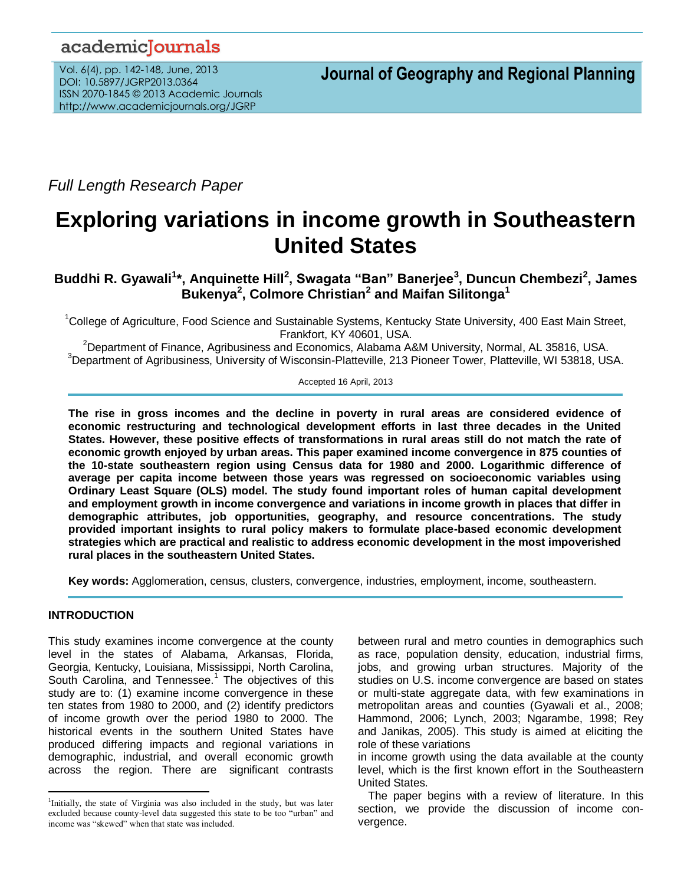*Full Length Research Paper*

# Exploring variations in income growth in Southeastern United States

**Buddhi R. Gyawali[1]*, Anquinette Hill[2], Swagata "Ban" Banerjee[3], Duncun Chembezi[2], James Bukenya[2], Colmore Christian[2] and Maifan Silitonga[1]**

[1]College of Agriculture, Food Science and Sustainable Systems, Kentucky State University, 400 East Main Street, Frankfort, KY 40601, USA.

[2]Department of Finance, Agribusiness and Economics, Alabama A&M University, Normal, AL 35816, USA.

[3]Department of Agribusiness, University of Wisconsin-Platteville, 213 Pioneer Tower, Platteville, WI 53818, USA.

Accepted 16 April, 2013

**The rise in gross incomes and the decline in poverty in rural areas are considered evidence of economic restructuring and technological development efforts in last three decades in the United States. However, these positive effects of transformations in rural areas still do not match the rate of economic growth enjoyed by urban areas. This paper examined income convergence in 875 counties of the 10-state southeastern region using Census data for 1980 and 2000. Logarithmic difference of average per capita income between those years was regressed on socioeconomic variables using Ordinary Least Square (OLS) model. The study found important roles of human capital development and employment growth in income convergence and variations in income growth in places that differ in demographic attributes, job opportunities, geography, and resource concentrations. The study provided important insights to rural policy makers to formulate place-based economic development strategies which are practical and realistic to address economic development in the most impoverished rural places in the southeastern United States.**

**Key words:** Agglomeration, census, clusters, convergence, industries, employment, income, southeastern.

## INTRODUCTION

This study examines income convergence at the county level in the states of Alabama, Arkansas, Florida, Georgia, Kentucky, Louisiana, Mississippi, North Carolina, South Carolina, and Tennessee.[1] The objectives of this study are to: (1) examine income convergence in these ten states from 1980 to 2000, and (2) identify predictors of income growth over the period 1980 to 2000. The historical events in the southern United States have produced differing impacts and regional variations in demographic, industrial, and overall economic growth across the region. There are significant contrasts between rural and metro counties in demographics such as race, population density, education, industrial firms, jobs, and growing urban structures. Majority of the studies on U.S. income convergence are based on states or multi-state aggregate data, with few examinations in metropolitan areas and counties (Gyawali et al., 2008; Hammond, 2006; Lynch, 2003; Ngarambe, 1998; Rey and Janikas, 2005). This study is aimed at eliciting the role of these variations in income growth using the data available at the county level, which is the first known effort in the Southeastern United States.

The paper begins with a review of literature. In this section, we provide the discussion of income convergence.

[1]Initially, the state of Virginia was also included in the study, but was later excluded because county-level data suggested this state to be too "urban" and income was "skewed" when that state was included.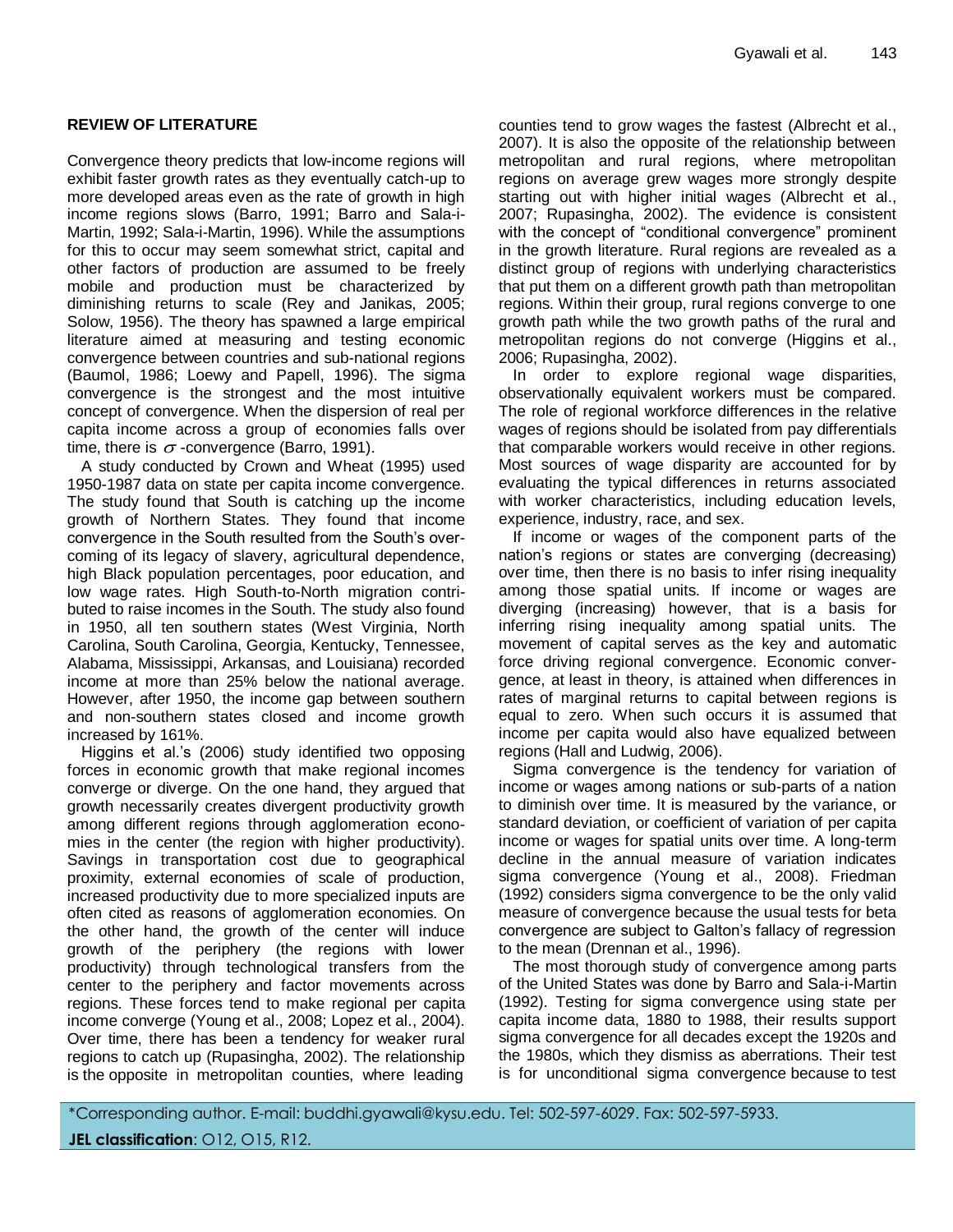## REVIEW OF LITERATURE

Convergence theory predicts that low-income regions will exhibit faster growth rates as they eventually catch-up to more developed areas even as the rate of growth in high income regions slows (Barro, 1991; Barro and Sala-i-Martin, 1992; Sala-i-Martin, 1996). While the assumptions for this to occur may seem somewhat strict, capital and other factors of production are assumed to be freely mobile and production must be characterized by diminishing returns to scale (Rey and Janikas, 2005; Solow, 1956). The theory has spawned a large empirical literature aimed at measuring and testing economic convergence between countries and sub-national regions (Baumol, 1986; Loewy and Papell, 1996). The sigma convergence is the strongest and the most intuitive concept of convergence. When the dispersion of real per capita income across a group of economies falls over time, there is $\sigma$-convergence (Barro, 1991).

A study conducted by Crown and Wheat (1995) used 1950-1987 data on state per capita income convergence. The study found that South is catching up the income growth of Northern States. They found that income convergence in the South resulted from the South's overcoming of its legacy of slavery, agricultural dependence, high Black population percentages, poor education, and low wage rates. High South-to-North migration contributed to raise incomes in the South. The study also found in 1950, all ten southern states (West Virginia, North Carolina, South Carolina, Georgia, Kentucky, Tennessee, Alabama, Mississippi, Arkansas, and Louisiana) recorded income at more than 25% below the national average. However, after 1950, the income gap between southern and non-southern states closed and income growth increased by 161%.

Higgins et al.'s (2006) study identified two opposing forces in economic growth that make regional incomes converge or diverge. On the one hand, they argued that growth necessarily creates divergent productivity growth among different regions through agglomeration economies in the center (the region with higher productivity). Savings in transportation cost due to geographical proximity, external economies of scale of production, increased productivity due to more specialized inputs are often cited as reasons of agglomeration economies. On the other hand, the growth of the center will induce growth of the periphery (the regions with lower productivity) through technological transfers from the center to the periphery and factor movements across regions. These forces tend to make regional per capita income converge (Young et al., 2008; Lopez et al., 2004). Over time, there has been a tendency for weaker rural regions to catch up (Rupasingha, 2002). The relationship is the opposite in metropolitan counties, where leading counties tend to grow wages the fastest (Albrecht et al., 2007). It is also the opposite of the relationship between metropolitan and rural regions, where metropolitan regions on average grew wages more strongly despite starting out with higher initial wages (Albrecht et al., 2007; Rupasingha, 2002). The evidence is consistent with the concept of "conditional convergence" prominent in the growth literature. Rural regions are revealed as a distinct group of regions with underlying characteristics that put them on a different growth path than metropolitan regions. Within their group, rural regions converge to one growth path while the two growth paths of the rural and metropolitan regions do not converge (Higgins et al., 2006; Rupasingha, 2002).

In order to explore regional wage disparities, observationally equivalent workers must be compared. The role of regional workforce differences in the relative wages of regions should be isolated from pay differentials that comparable workers would receive in other regions. Most sources of wage disparity are accounted for by evaluating the typical differences in returns associated with worker characteristics, including education levels, experience, industry, race, and sex.

If income or wages of the component parts of the nation's regions or states are converging (decreasing) over time, then there is no basis to infer rising inequality among those spatial units. If income or wages are diverging (increasing) however, that is a basis for inferring rising inequality among spatial units. The movement of capital serves as the key and automatic force driving regional convergence. Economic convergence, at least in theory, is attained when differences in rates of marginal returns to capital between regions is equal to zero. When such occurs it is assumed that income per capita would also have equalized between regions (Hall and Ludwig, 2006).

Sigma convergence is the tendency for variation of income or wages among nations or sub-parts of a nation to diminish over time. It is measured by the variance, or standard deviation, or coefficient of variation of per capita income or wages for spatial units over time. A long-term decline in the annual measure of variation indicates sigma convergence (Young et al., 2008). Friedman (1992) considers sigma convergence to be the only valid measure of convergence because the usual tests for beta convergence are subject to Galton's fallacy of regression to the mean (Drennan et al., 1996).

The most thorough study of convergence among parts of the United States was done by Barro and Sala-i-Martin (1992). Testing for sigma convergence using state per capita income data, 1880 to 1988, their results support sigma convergence for all decades except the 1920s and the 1980s, which they dismiss as aberrations. Their test is for unconditional sigma convergence because to test

*Corresponding author. E-mail: buddhi.gyawali@kysu.edu. Tel: 502-597-6029. Fax: 502-597-5933.

**JEL classification**: O12, O15, R12.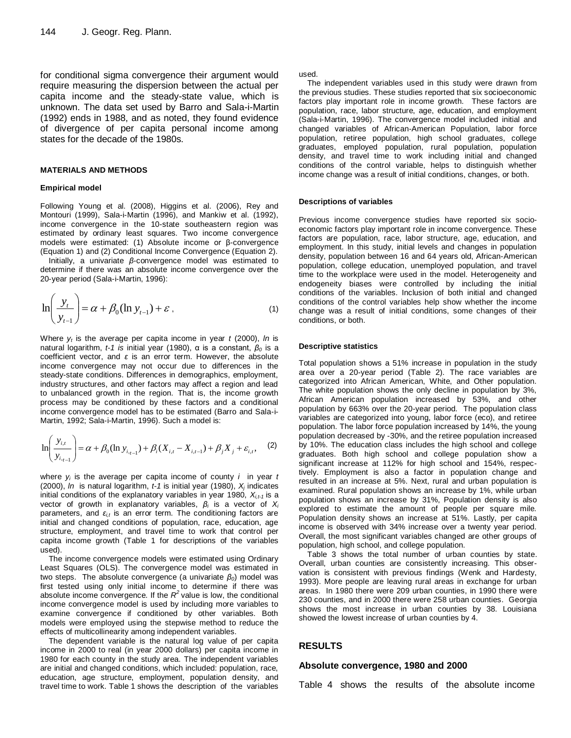for conditional sigma convergence their argument would require measuring the dispersion between the actual per capita income and the steady-state value, which is unknown. The data set used by Barro and Sala-i-Martin (1992) ends in 1988, and as noted, they found evidence of divergence of per capita personal income among states for the decade of the 1980s.

## MATERIALS AND METHODS

### Empirical model

Following Young et al. (2008), Higgins et al. (2006), Rey and Montouri (1999), Sala-i-Martin (1996), and Mankiw et al. (1992), income convergence in the 10-state southeastern region was estimated by ordinary least squares. Two income convergence models were estimated: (1) Absolute income or β-convergence (Equation 1) and (2) Conditional Income Convergence (Equation 2).

Initially, a univariate *β*-convergence model was estimated to determine if there was an absolute income convergence over the 20-year period (Sala-i-Martin, 1996):

$$\ln\left(\frac{y_t}{y_{t-1}}\right) = \alpha + \beta_0(\ln y_{t-1}) + \varepsilon \,, \tag{1}$$

Where $y_t$ is the average per capita income in year *t* (2000), *ln* is natural logarithm, *t-1 is* initial year (1980), α is a constant, $\beta_0$ is a coefficient vector, and *ε* is an error term. However, the absolute income convergence may not occur due to differences in the steady-state conditions. Differences in demographics, employment, industry structures, and other factors may affect a region and lead to unbalanced growth in the region. That is, the income growth process may be conditioned by these factors and a conditional income convergence model has to be estimated (Barro and Sala-i-Martin, 1992; Sala-i-Martin, 1996). Such a model is:

$$\ln\left(\frac{y_{i,t}}{y_{i,t-1}}\right) = \alpha + \beta_0(\ln y_{i,t-1}) + \beta_i(X_{i,t} - X_{i,t-1}) + \beta_j X_j + \varepsilon_{i,t}, \tag{2}$$

where $y_i$ is the average per capita income of county *i* in year *t* (2000), *ln* is natural logarithm, *t-1* is initial year (1980), $X_j$ indicates initial conditions of the explanatory variables in year 1980, $X_{i,t-1}$ is a vector of growth in explanatory variables, $\beta_i$ is a vector of $X_i$ parameters, and $\varepsilon_{i,t}$ is an error term. The conditioning factors are initial and changed conditions of population, race, education, age structure, employment, and travel time to work that control per capita income growth (Table 1 for descriptions of the variables used).

The income convergence models were estimated using Ordinary Least Squares (OLS). The convergence model was estimated in two steps. The absolute convergence (a univariate $\beta_0$) model was first tested using only initial income to determine if there was absolute income convergence. If the $R^2$ value is low, the conditional income convergence model is used by including more variables to examine convergence if conditioned by other variables. Both models were employed using the stepwise method to reduce the effects of multicollinearity among independent variables.

The dependent variable is the natural log value of per capita income in 2000 to real (in year 2000 dollars) per capita income in 1980 for each county in the study area. The independent variables are initial and changed conditions, which included: population, race, education, age structure, employment, population density, and travel time to work. Table 1 shows the description of the variables used.

The independent variables used in this study were drawn from the previous studies. These studies reported that six socioeconomic factors play important role in income growth. These factors are population, race, labor structure, age, education, and employment (Sala-i-Martin, 1996). The convergence model included initial and changed variables of African-American Population, labor force population, retiree population, high school graduates, college graduates, employed population, rural population, population density, and travel time to work including initial and changed conditions of the control variable, helps to distinguish whether income change was a result of initial conditions, changes, or both.

### Descriptions of variables

Previous income convergence studies have reported six socio-economic factors play important role in income convergence. These factors are population, race, labor structure, age, education, and employment. In this study, initial levels and changes in population density, population between 16 and 64 years old, African-American population, college education, unemployed population, and travel time to the workplace were used in the model. Heterogeneity and endogeneity biases were controlled by including the initial conditions of the variables. Inclusion of both initial and changed conditions of the control variables help show whether the income change was a result of initial conditions, some changes of their conditions, or both.

### Descriptive statistics

Total population shows a 51% increase in population in the study area over a 20-year period (Table 2). The race variables are categorized into African American, White, and Other population. The white population shows the only decline in population by 3%, African American population increased by 53%, and other population by 663% over the 20-year period. The population class variables are categorized into young, labor force (eco), and retiree population. The labor force population increased by 14%, the young population decreased by -30%, and the retiree population increased by 10%. The education class includes the high school and college graduates. Both high school and college population show a significant increase at 112% for high school and 154%, respectively. Employment is also a factor in population change and resulted in an increase at 5%. Next, rural and urban population is examined. Rural population shows an increase by 1%, while urban population shows an increase by 31%, Population density is also explored to estimate the amount of people per square mile. Population density shows an increase at 51%. Lastly, per capita income is observed with 34% increase over a twenty year period. Overall, the most significant variables changed are other groups of population, high school, and college population.

Table 3 shows the total number of urban counties by state. Overall, urban counties are consistently increasing. This observation is consistent with previous findings (Wenk and Hardesty, 1993). More people are leaving rural areas in exchange for urban areas. In 1980 there were 209 urban counties, in 1990 there were 230 counties, and in 2000 there were 258 urban counties. Georgia shows the most increase in urban counties by 38. Louisiana showed the lowest increase of urban counties by 4.

## RESULTS

### Absolute convergence, 1980 and 2000

Table 4 shows the results of the absolute income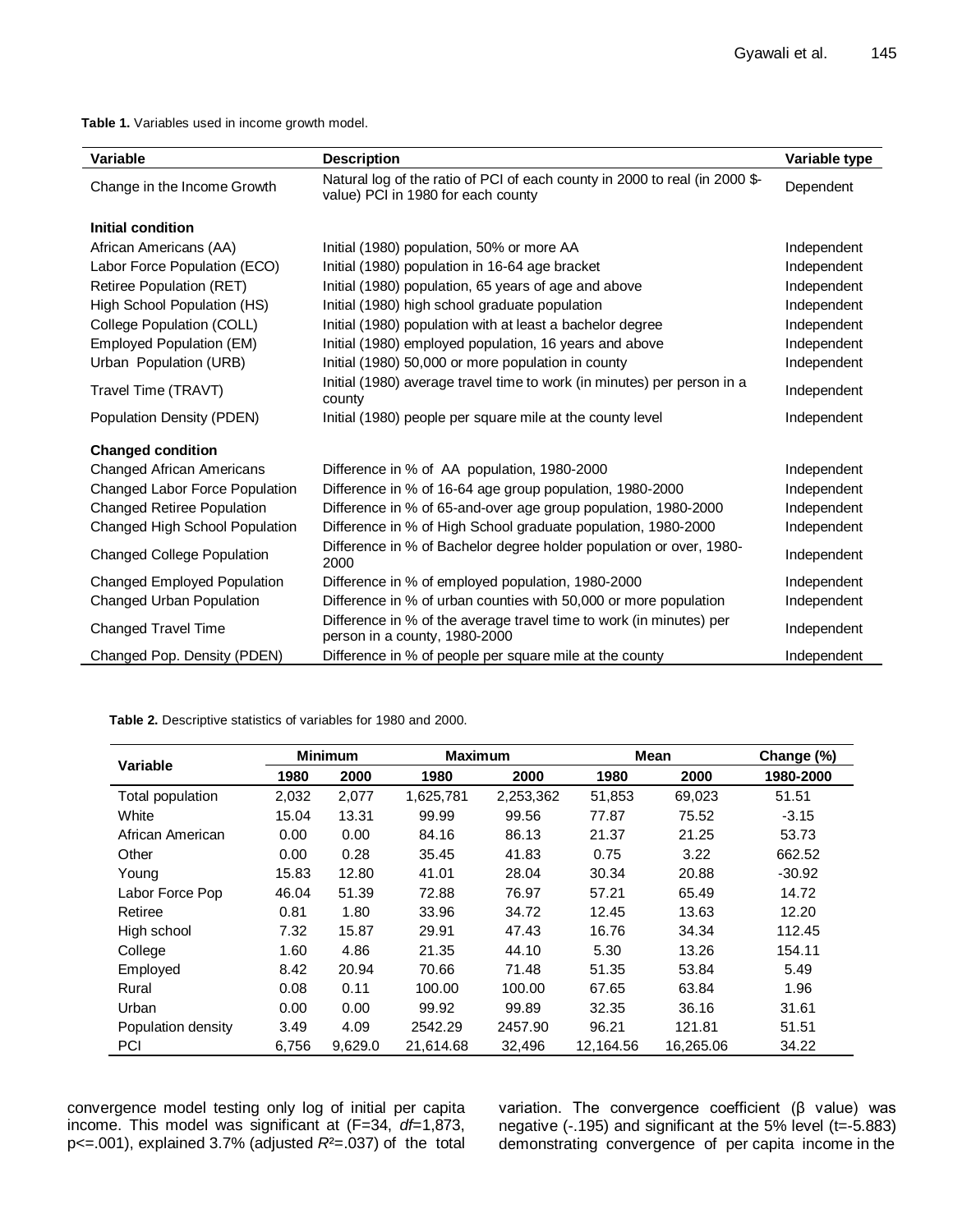**Table 1.** Variables used in income growth model.

| Variable | Description | Variable type |
|---|---|---|
| Change in the Income Growth | Natural log of the ratio of PCI of each county in 2000 to real (in 2000 $-value) PCI in 1980 for each county | Dependent |
| **Initial condition** | | |
| African Americans (AA) | Initial (1980) population, 50% or more AA | Independent |
| Labor Force Population (ECO) | Initial (1980) population in 16-64 age bracket | Independent |
| Retiree Population (RET) | Initial (1980) population, 65 years of age and above | Independent |
| High School Population (HS) | Initial (1980) high school graduate population | Independent |
| College Population (COLL) | Initial (1980) population with at least a bachelor degree | Independent |
| Employed Population (EM) | Initial (1980) employed population, 16 years and above | Independent |
| Urban Population (URB) | Initial (1980) 50,000 or more population in county | Independent |
| Travel Time (TRAVT) | Initial (1980) average travel time to work (in minutes) per person in a county | Independent |
| Population Density (PDEN) | Initial (1980) people per square mile at the county level | Independent |
| **Changed condition** | | |
| Changed African Americans | Difference in % of AA population, 1980-2000 | Independent |
| Changed Labor Force Population | Difference in % of 16-64 age group population, 1980-2000 | Independent |
| Changed Retiree Population | Difference in % of 65-and-over age group population, 1980-2000 | Independent |
| Changed High School Population | Difference in % of High School graduate population, 1980-2000 | Independent |
| Changed College Population | Difference in % of Bachelor degree holder population or over, 1980-2000 | Independent |
| Changed Employed Population | Difference in % of employed population, 1980-2000 | Independent |
| Changed Urban Population | Difference in % of urban counties with 50,000 or more population | Independent |
| Changed Travel Time | Difference in % of the average travel time to work (in minutes) per person in a county, 1980-2000 | Independent |
| Changed Pop. Density (PDEN) | Difference in % of people per square mile at the county | Independent |

**Table 2.** Descriptive statistics of variables for 1980 and 2000.

| Variable | Minimum | | Maximum | | Mean | | Change (%) |
|---|---|---|---|---|---|---|---|
| | 1980 | 2000 | 1980 | 2000 | 1980 | 2000 | 1980-2000 |
| Total population | 2,032 | 2,077 | 1,625,781 | 2,253,362 | 51,853 | 69,023 | 51.51 |
| White | 15.04 | 13.31 | 99.99 | 99.56 | 77.87 | 75.52 | -3.15 |
| African American | 0.00 | 0.00 | 84.16 | 86.13 | 21.37 | 21.25 | 53.73 |
| Other | 0.00 | 0.28 | 35.45 | 41.83 | 0.75 | 3.22 | 662.52 |
| Young | 15.83 | 12.80 | 41.01 | 28.04 | 30.34 | 20.88 | -30.92 |
| Labor Force Pop | 46.04 | 51.39 | 72.88 | 76.97 | 57.21 | 65.49 | 14.72 |
| Retiree | 0.81 | 1.80 | 33.96 | 34.72 | 12.45 | 13.63 | 12.20 |
| High school | 7.32 | 15.87 | 29.91 | 47.43 | 16.76 | 34.34 | 112.45 |
| College | 1.60 | 4.86 | 21.35 | 44.10 | 5.30 | 13.26 | 154.11 |
| Employed | 8.42 | 20.94 | 70.66 | 71.48 | 51.35 | 53.84 | 5.49 |
| Rural | 0.08 | 0.11 | 100.00 | 100.00 | 67.65 | 63.84 | 1.96 |
| Urban | 0.00 | 0.00 | 99.92 | 99.89 | 32.35 | 36.16 | 31.61 |
| Population density | 3.49 | 4.09 | 2542.29 | 2457.90 | 96.21 | 121.81 | 51.51 |
| PCI | 6,756 | 9,629.0 | 21,614.68 | 32,496 | 12,164.56 | 16,265.06 | 34.22 |

convergence model testing only log of initial per capita income. This model was significant at ($F$=34, $df$=1,873, $p$<=.001), explained 3.7% (adjusted $R^2$=.037) of the total variation. The convergence coefficient (β value) was negative (-.195) and significant at the 5% level (t=-5.883) demonstrating convergence of per capita income in the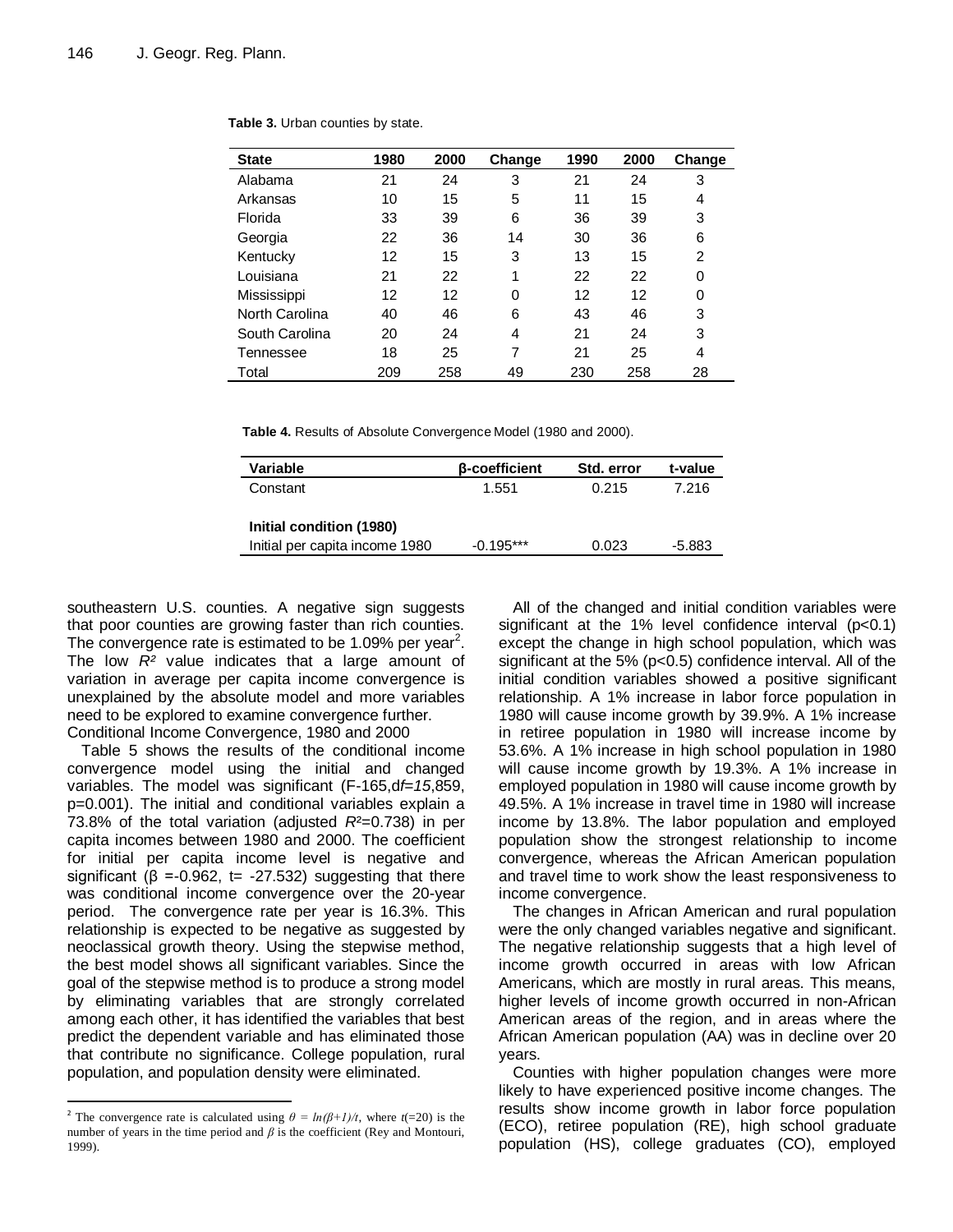**Table 3.** Urban counties by state.

| State | 1980 | 2000 | Change | 1990 | 2000 | Change |
|---|---|---|---|---|---|---|
| Alabama | 21 | 24 | 3 | 21 | 24 | 3 |
| Arkansas | 10 | 15 | 5 | 11 | 15 | 4 |
| Florida | 33 | 39 | 6 | 36 | 39 | 3 |
| Georgia | 22 | 36 | 14 | 30 | 36 | 6 |
| Kentucky | 12 | 15 | 3 | 13 | 15 | 2 |
| Louisiana | 21 | 22 | 1 | 22 | 22 | 0 |
| Mississippi | 12 | 12 | 0 | 12 | 12 | 0 |
| North Carolina | 40 | 46 | 6 | 43 | 46 | 3 |
| South Carolina | 20 | 24 | 4 | 21 | 24 | 3 |
| Tennessee | 18 | 25 | 7 | 21 | 25 | 4 |
| Total | 209 | 258 | 49 | 230 | 258 | 28 |

**Table 4.** Results of Absolute Convergence Model (1980 and 2000).

| Variable | β-coefficient | Std. error | t-value |
|---|---|---|---|
| Constant | 1.551 | 0.215 | 7.216 |
| **Initial condition (1980)** | | | |
| Initial per capita income 1980 | -0.195*** | 0.023 | -5.883 |

southeastern U.S. counties. A negative sign suggests that poor counties are growing faster than rich counties. The convergence rate is estimated to be 1.09% per year[2]. The low $R^2$ value indicates that a large amount of variation in average per capita income convergence is unexplained by the absolute model and more variables need to be explored to examine convergence further.

Conditional Income Convergence, 1980 and 2000

Table 5 shows the results of the conditional income convergence model using the initial and changed variables. The model was significant (F-165,d*f*=*15*,859, p=0.001). The initial and conditional variables explain a 73.8% of the total variation (adjusted $R^2$=0.738) in per capita incomes between 1980 and 2000. The coefficient for initial per capita income level is negative and significant (β =-0.962, t= -27.532) suggesting that there was conditional income convergence over the 20-year period. The convergence rate per year is 16.3%. This relationship is expected to be negative as suggested by neoclassical growth theory. Using the stepwise method, the best model shows all significant variables. Since the goal of the stepwise method is to produce a strong model by eliminating variables that are strongly correlated among each other, it has identified the variables that best predict the dependent variable and has eliminated those that contribute no significance. College population, rural population, and population density were eliminated.

All of the changed and initial condition variables were significant at the 1% level confidence interval (p<0.1) except the change in high school population, which was significant at the 5% (p<0.5) confidence interval. All of the initial condition variables showed a positive significant relationship. A 1% increase in labor force population in 1980 will cause income growth by 39.9%. A 1% increase in retiree population in 1980 will increase income by 53.6%. A 1% increase in high school population in 1980 will cause income growth by 19.3%. A 1% increase in employed population in 1980 will cause income growth by 49.5%. A 1% increase in travel time in 1980 will increase income by 13.8%. The labor population and employed population show the strongest relationship to income convergence, whereas the African American population and travel time to work show the least responsiveness to income convergence.

The changes in African American and rural population were the only changed variables negative and significant. The negative relationship suggests that a high level of income growth occurred in areas with low African Americans, which are mostly in rural areas. This means, higher levels of income growth occurred in non-African American areas of the region, and in areas where the African American population (AA) was in decline over 20 years.

Counties with higher population changes were more likely to have experienced positive income changes. The results show income growth in labor force population (ECO), retiree population (RE), high school graduate population (HS), college graduates (CO), employed

[2] The convergence rate is calculated using $\theta = ln(\beta+1)/t$, where $t$(=20) is the number of years in the time period and $\beta$ is the coefficient (Rey and Montouri, 1999).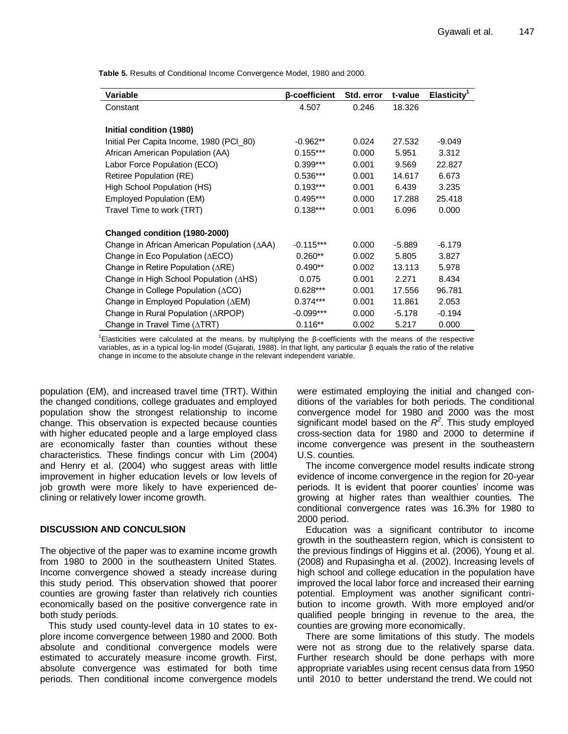**Table 5.** Results of Conditional Income Convergence Model, 1980 and 2000.

| Variable | β-coefficient | Std. error | t-value | Elasticity[1] |
|---|---|---|---|---|
| Constant | 4.507 | 0.246 | 18.326 | |
| **Initial condition (1980)** | | | | |
| Initial Per Capita Income, 1980 (PCI_80) | -0.962** | 0.024 | 27.532 | -9.049 |
| African American Population (AA) | 0.155*** | 0.000 | 5.951 | 3.312 |
| Labor Force Population (ECO) | 0.399*** | 0.001 | 9.569 | 22.827 |
| Retiree Population (RE) | 0.536*** | 0.001 | 14.617 | 6.673 |
| High School Population (HS) | 0.193*** | 0.001 | 6.439 | 3.235 |
| Employed Population (EM) | 0.495*** | 0.000 | 17.288 | 25.418 |
| Travel Time to work (TRT) | 0.138*** | 0.001 | 6.096 | 0.000 |
| **Changed condition (1980-2000)** | | | | |
| Change in African American Population (ΔAA) | -0.115*** | 0.000 | -5.889 | -6.179 |
| Change in Eco Population (ΔECO) | 0.260** | 0.002 | 5.805 | 3.827 |
| Change in Retire Population (ΔRE) | 0.490** | 0.002 | 13.113 | 5.978 |
| Change in High School Population (ΔHS) | 0.075 | 0.001 | 2.271 | 8.434 |
| Change in College Population (ΔCO) | 0.628*** | 0.001 | 17.556 | 96.781 |
| Change in Employed Population (ΔEM) | 0.374*** | 0.001 | 11.861 | 2.053 |
| Change in Rural Population (ΔRPOP) | -0.099*** | 0.000 | -5.178 | -0.194 |
| Change in Travel Time (ΔTRT) | 0.116** | 0.002 | 5.217 | 0.000 |

[1]Elasticities were calculated at the means, by multiplying the β-coefficients with the means of the respective variables, as in a typical log-lin model (Gujarati, 1988). In that light, any particular β equals the ratio of the relative change in income to the absolute change in the relevant independent variable.

population (EM), and increased travel time (TRT). Within the changed conditions, college graduates and employed population show the strongest relationship to income change. This observation is expected because counties with higher educated people and a large employed class are economically faster than counties without these characteristics. These findings concur with Lim (2004) and Henry et al. (2004) who suggest areas with little improvement in higher education levels or low levels of job growth were more likely to have experienced declining or relatively lower income growth.

## DISCUSSION AND CONCULSION

The objective of the paper was to examine income growth from 1980 to 2000 in the southeastern United States. Income convergence showed a steady increase during this study period. This observation showed that poorer counties are growing faster than relatively rich counties economically based on the positive convergence rate in both study periods.

This study used county-level data in 10 states to explore income convergence between 1980 and 2000. Both absolute and conditional convergence models were estimated to accurately measure income growth. First, absolute convergence was estimated for both time periods. Then conditional income convergence models were estimated employing the initial and changed conditions of the variables for both periods. The conditional convergence model for 1980 and 2000 was the most significant model based on the $R^2$. This study employed cross-section data for 1980 and 2000 to determine if income convergence was present in the southeastern U.S. counties.

The income convergence model results indicate strong evidence of income convergence in the region for 20-year periods. It is evident that poorer counties' income was growing at higher rates than wealthier counties. The conditional convergence rates was 16.3% for 1980 to 2000 period.

Education was a significant contributor to income growth in the southeastern region, which is consistent to the previous findings of Higgins et al. (2006), Young et al. (2008) and Rupasingha et al. (2002). Increasing levels of high school and college education in the population have improved the local labor force and increased their earning potential. Employment was another significant contribution to income growth. With more employed and/or qualified people bringing in revenue to the area, the counties are growing more economically.

There are some limitations of this study. The models were not as strong due to the relatively sparse data. Further research should be done perhaps with more appropriate variables using recent census data from 1950 until 2010 to better understand the trend. We could not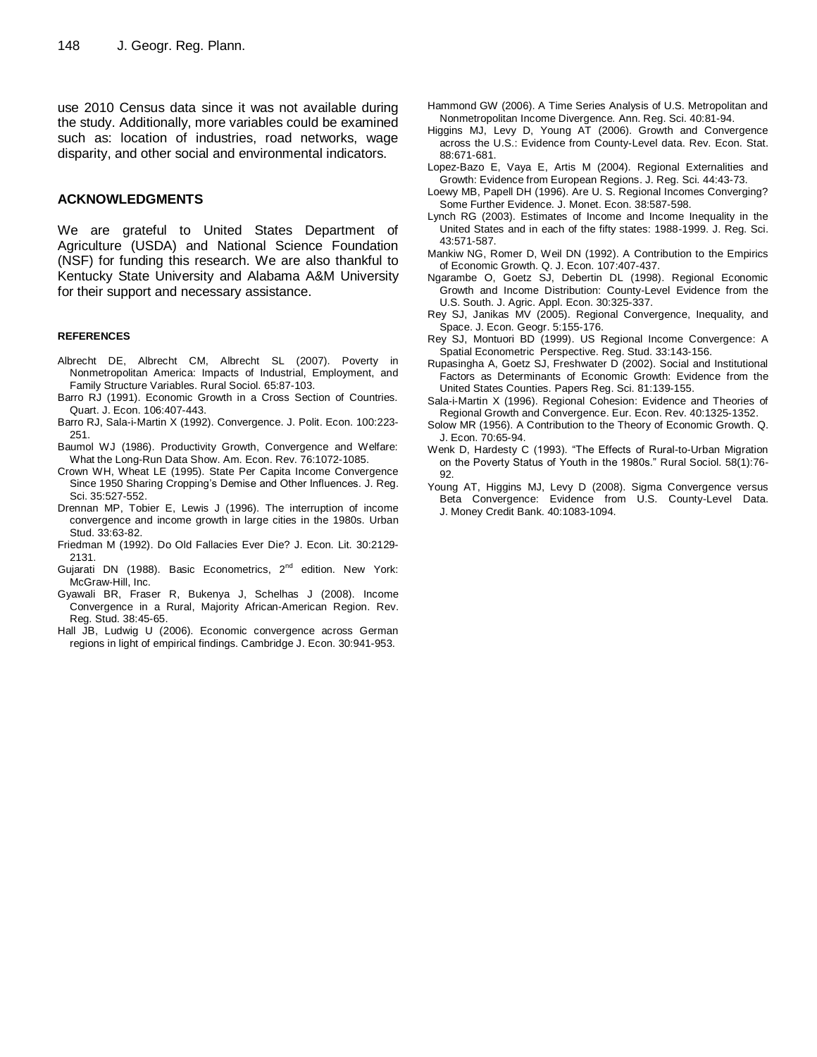use 2010 Census data since it was not available during the study. Additionally, more variables could be examined such as: location of industries, road networks, wage disparity, and other social and environmental indicators.

## ACKNOWLEDGMENTS

We are grateful to United States Department of Agriculture (USDA) and National Science Foundation (NSF) for funding this research. We are also thankful to Kentucky State University and Alabama A&M University for their support and necessary assistance.

## REFERENCES

Albrecht DE, Albrecht CM, Albrecht SL (2007). Poverty in Nonmetropolitan America: Impacts of Industrial, Employment, and Family Structure Variables. Rural Sociol. 65:87-103.

Barro RJ (1991). Economic Growth in a Cross Section of Countries. Quart. J. Econ. 106:407-443.

Barro RJ, Sala-i-Martin X (1992). Convergence. J. Polit. Econ. 100:223-251.

Baumol WJ (1986). Productivity Growth, Convergence and Welfare: What the Long-Run Data Show. Am. Econ. Rev. 76:1072-1085.

Crown WH, Wheat LE (1995). State Per Capita Income Convergence Since 1950 Sharing Cropping's Demise and Other Influences. J. Reg. Sci. 35:527-552.

Drennan MP, Tobier E, Lewis J (1996). The interruption of income convergence and income growth in large cities in the 1980s. Urban Stud. 33:63-82.

Friedman M (1992). Do Old Fallacies Ever Die? J. Econ. Lit. 30:2129-2131.

Gujarati DN (1988). Basic Econometrics, 2nd edition. New York: McGraw-Hill, Inc.

Gyawali BR, Fraser R, Bukenya J, Schelhas J (2008). Income Convergence in a Rural, Majority African-American Region. Rev. Reg. Stud. 38:45-65.

Hall JB, Ludwig U (2006). Economic convergence across German regions in light of empirical findings. Cambridge J. Econ. 30:941-953.

Hammond GW (2006). A Time Series Analysis of U.S. Metropolitan and Nonmetropolitan Income Divergence. Ann. Reg. Sci. 40:81-94.

Higgins MJ, Levy D, Young AT (2006). Growth and Convergence across the U.S.: Evidence from County-Level data. Rev. Econ. Stat. 88:671-681.

Lopez-Bazo E, Vaya E, Artis M (2004). Regional Externalities and Growth: Evidence from European Regions. J. Reg. Sci. 44:43-73.

Loewy MB, Papell DH (1996). Are U. S. Regional Incomes Converging? Some Further Evidence. J. Monet. Econ. 38:587-598.

Lynch RG (2003). Estimates of Income and Income Inequality in the United States and in each of the fifty states: 1988-1999. J. Reg. Sci. 43:571-587.

Mankiw NG, Romer D, Weil DN (1992). A Contribution to the Empirics of Economic Growth. Q. J. Econ. 107:407-437.

Ngarambe O, Goetz SJ, Debertin DL (1998). Regional Economic Growth and Income Distribution: County-Level Evidence from the U.S. South. J. Agric. Appl. Econ. 30:325-337.

Rey SJ, Janikas MV (2005). Regional Convergence, Inequality, and Space. J. Econ. Geogr. 5:155-176.

Rey SJ, Montuori BD (1999). US Regional Income Convergence: A Spatial Econometric Perspective. Reg. Stud. 33:143-156.

Rupasingha A, Goetz SJ, Freshwater D (2002). Social and Institutional Factors as Determinants of Economic Growth: Evidence from the United States Counties. Papers Reg. Sci. 81:139-155.

Sala-i-Martin X (1996). Regional Cohesion: Evidence and Theories of Regional Growth and Convergence. Eur. Econ. Rev. 40:1325-1352.

Solow MR (1956). A Contribution to the Theory of Economic Growth. Q. J. Econ. 70:65-94.

Wenk D, Hardesty C (1993). "The Effects of Rural-to-Urban Migration on the Poverty Status of Youth in the 1980s." Rural Sociol. 58(1):76-92.

Young AT, Higgins MJ, Levy D (2008). Sigma Convergence versus Beta Convergence: Evidence from U.S. County-Level Data. J. Money Credit Bank. 40:1083-1094.